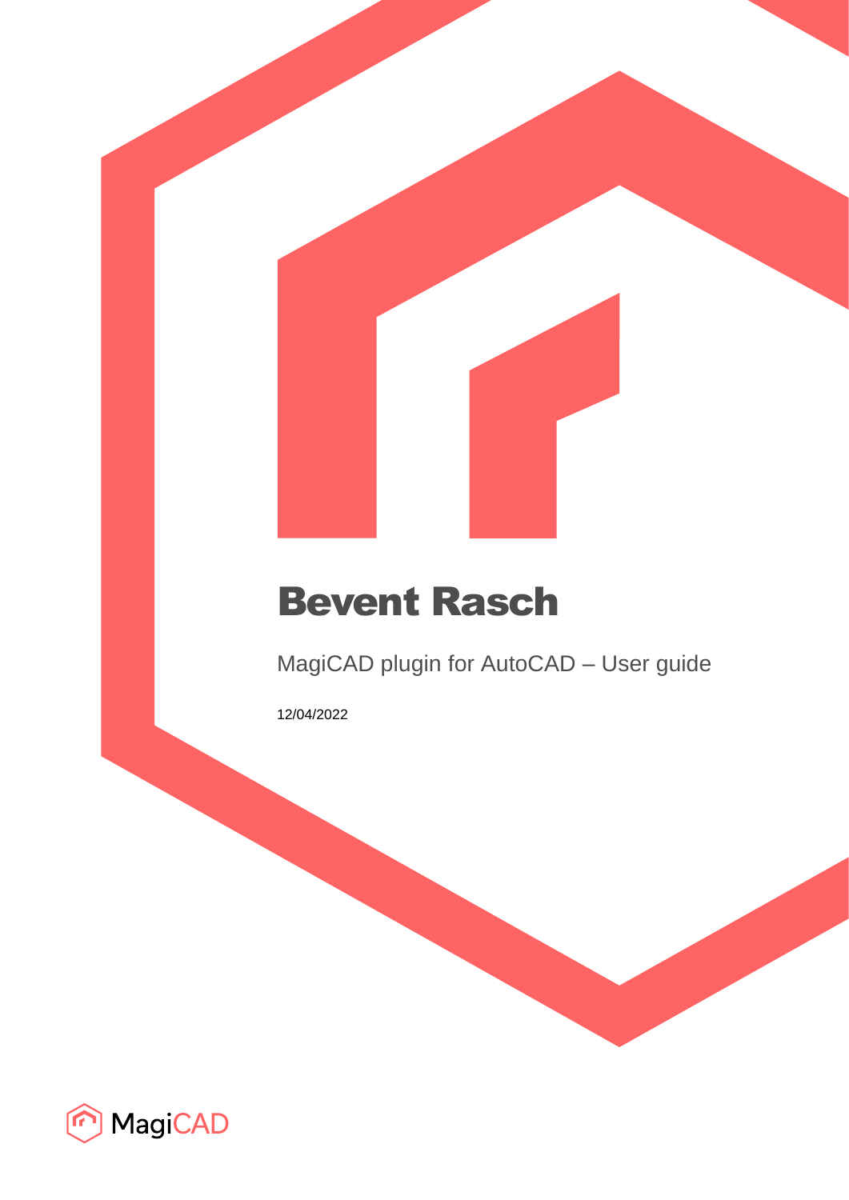# Bevent Rasch

MagiCAD plugin for AutoCAD – User guide

12/04/2022

MagiCAD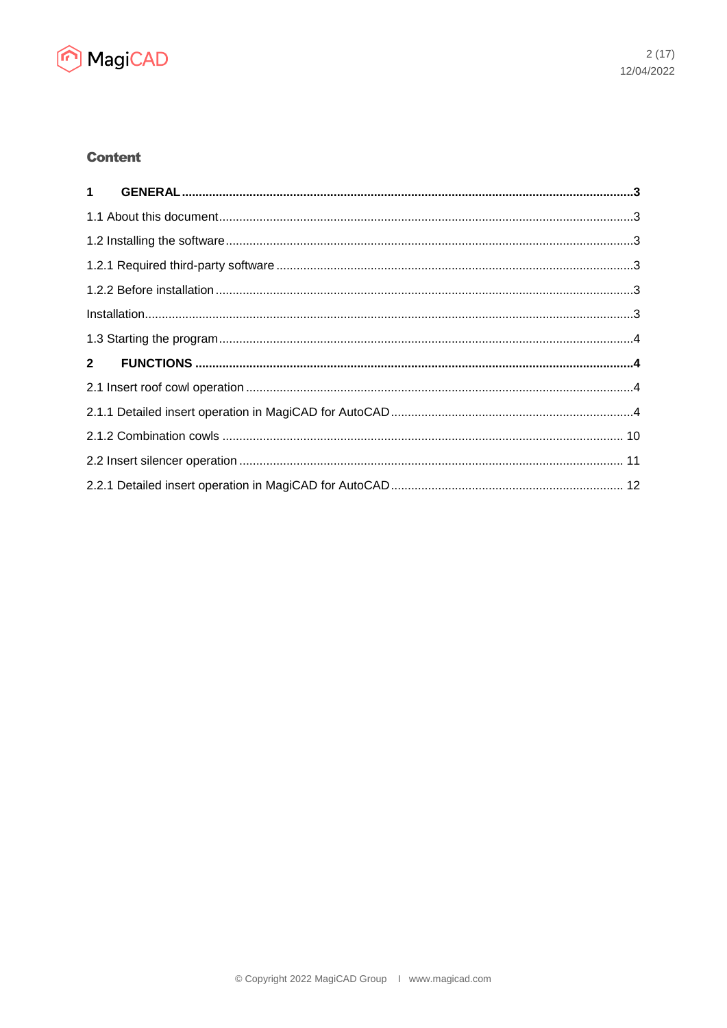## Content

**1 GENERAL ..... 3**

1.1 About this document ..... 3

1.2 Installing the software ..... 3

1.2.1 Required third-party software ..... 3

1.2.2 Before installation ..... 3

Installation ..... 3

1.3 Starting the program ..... 4

**2 FUNCTIONS ..... 4**

2.1 Insert roof cowl operation ..... 4

2.1.1 Detailed insert operation in MagiCAD for AutoCAD ..... 4

2.1.2 Combination cowls ..... 10

2.2 Insert silencer operation ..... 11

2.2.1 Detailed insert operation in MagiCAD for AutoCAD ..... 12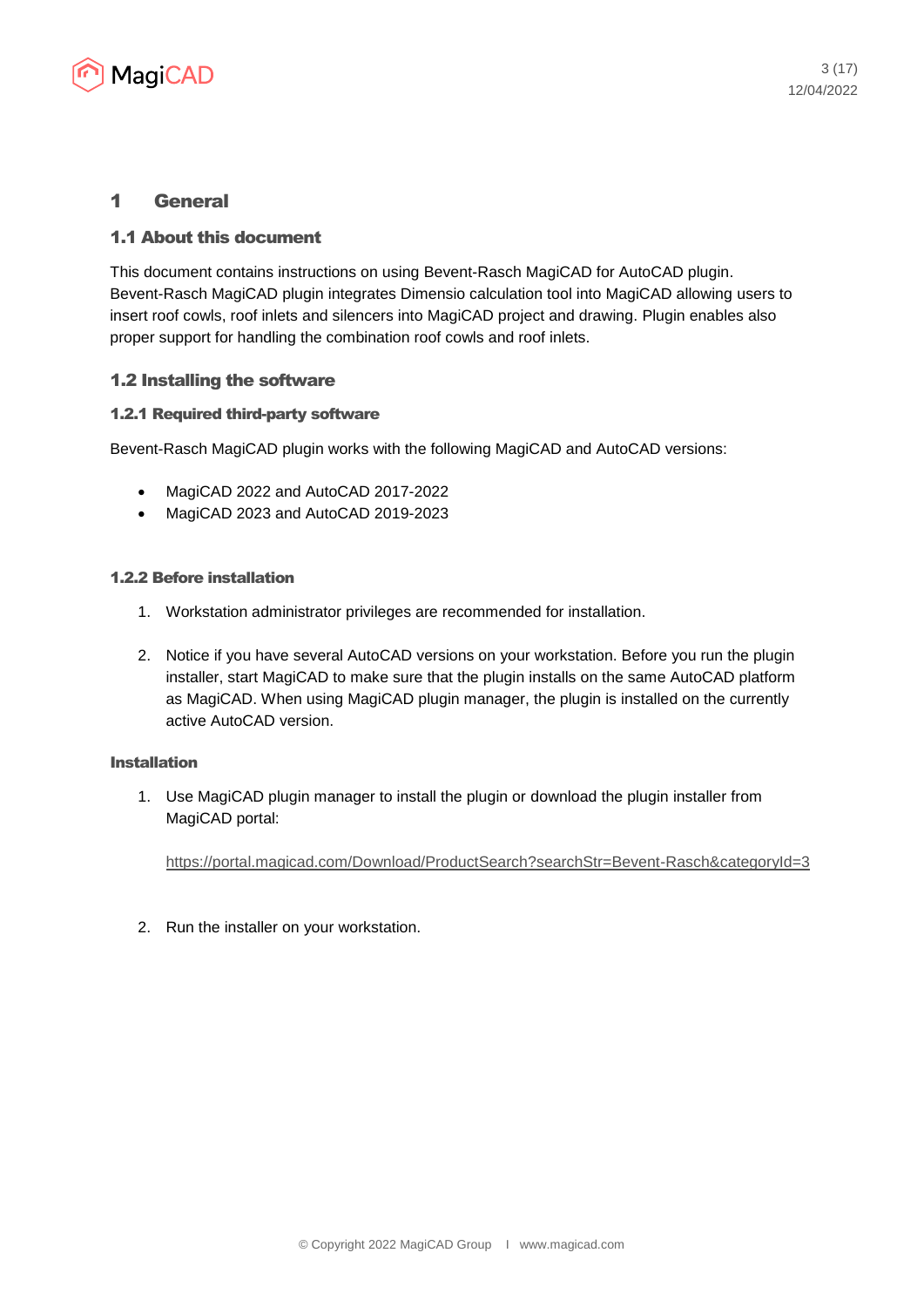# 1 General

## 1.1 About this document

This document contains instructions on using Bevent-Rasch MagiCAD for AutoCAD plugin. Bevent-Rasch MagiCAD plugin integrates Dimensio calculation tool into MagiCAD allowing users to insert roof cowls, roof inlets and silencers into MagiCAD project and drawing. Plugin enables also proper support for handling the combination roof cowls and roof inlets.

## 1.2 Installing the software

### 1.2.1 Required third-party software

Bevent-Rasch MagiCAD plugin works with the following MagiCAD and AutoCAD versions:

- MagiCAD 2022 and AutoCAD 2017-2022
- MagiCAD 2023 and AutoCAD 2019-2023

### 1.2.2 Before installation

1. Workstation administrator privileges are recommended for installation.

2. Notice if you have several AutoCAD versions on your workstation. Before you run the plugin installer, start MagiCAD to make sure that the plugin installs on the same AutoCAD platform as MagiCAD. When using MagiCAD plugin manager, the plugin is installed on the currently active AutoCAD version.

**Installation**

1. Use MagiCAD plugin manager to install the plugin or download the plugin installer from MagiCAD portal:

   https://portal.magicad.com/Download/ProductSearch?searchStr=Bevent-Rasch&categoryId=3

2. Run the installer on your workstation.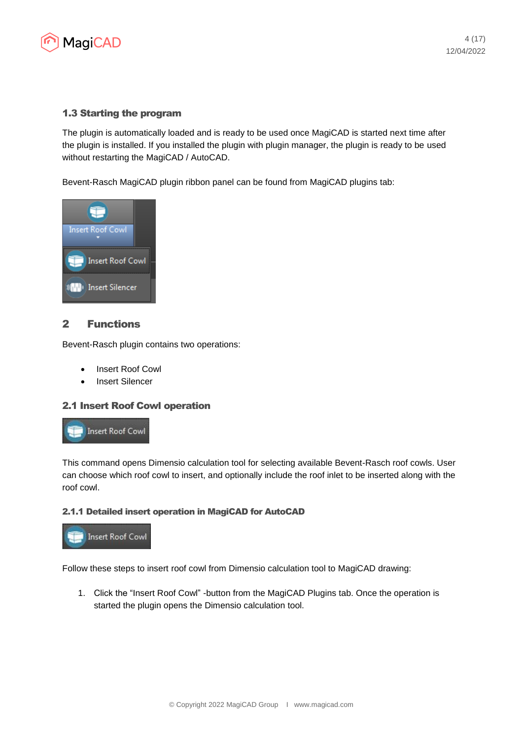### 1.3 Starting the program

The plugin is automatically loaded and is ready to be used once MagiCAD is started next time after the plugin is installed. If you installed the plugin with plugin manager, the plugin is ready to be used without restarting the MagiCAD / AutoCAD.

Bevent-Rasch MagiCAD plugin ribbon panel can be found from MagiCAD plugins tab:

## 2 Functions

Bevent-Rasch plugin contains two operations:

- Insert Roof Cowl
- Insert Silencer

### 2.1 Insert Roof Cowl operation

This command opens Dimensio calculation tool for selecting available Bevent-Rasch roof cowls. User can choose which roof cowl to insert, and optionally include the roof inlet to be inserted along with the roof cowl.

#### 2.1.1 Detailed insert operation in MagiCAD for AutoCAD

Follow these steps to insert roof cowl from Dimensio calculation tool to MagiCAD drawing:

1. Click the “Insert Roof Cowl” -button from the MagiCAD Plugins tab. Once the operation is started the plugin opens the Dimensio calculation tool.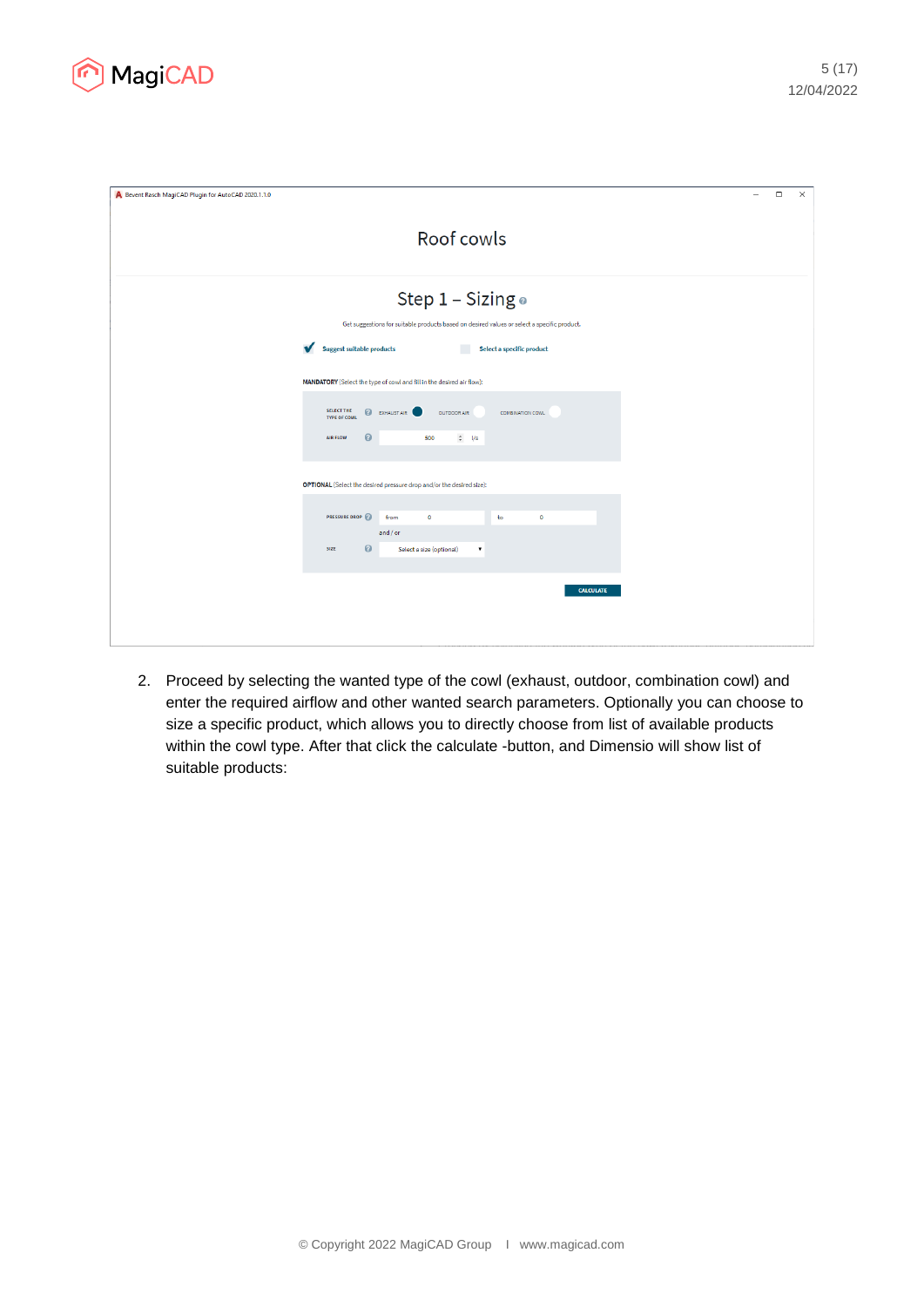Bevent Rasch MagiCAD Plugin for AutoCAD 2020.1.1.0

Roof cowls

Step 1 – Sizing

Get suggestions for suitable products based on desired values or select a specific product.

Suggest suitable products    Select a specific product

MANDATORY (Select the type of cowl and fill in the desired air flow):

SELECT THE TYPE OF COWL    EXHAUST AIR    OUTDOOR AIR    COMBINATION COWL

AIR FLOW    500    l/s

OPTIONAL (Select the desired pressure drop and/or the desired size):

PRESSURE DROP    from 0    to 0

and / or

SIZE    Select a size (optional)

CALCULATE

2. Proceed by selecting the wanted type of the cowl (exhaust, outdoor, combination cowl) and enter the required airflow and other wanted search parameters. Optionally you can choose to size a specific product, which allows you to directly choose from list of available products within the cowl type. After that click the calculate -button, and Dimensio will show list of suitable products: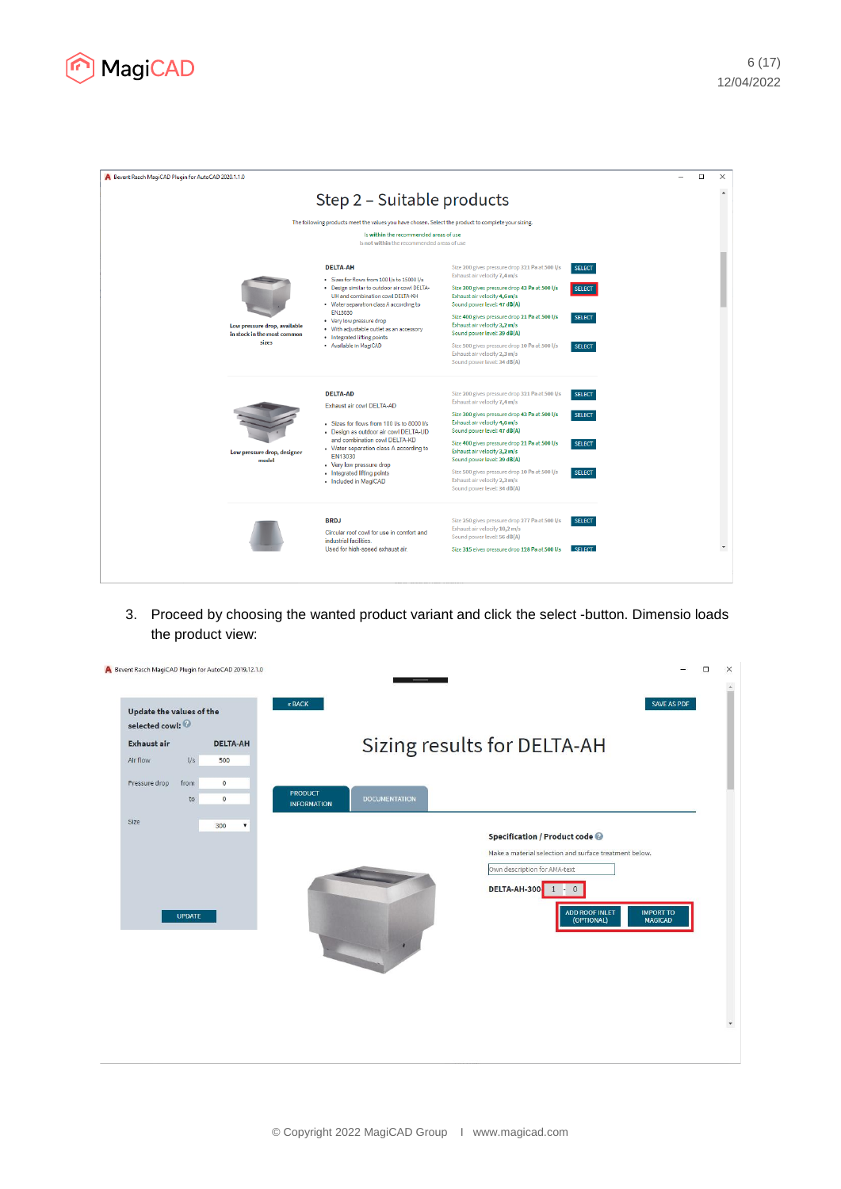3. Proceed by choosing the wanted product variant and click the select -button. Dimensio loads the product view: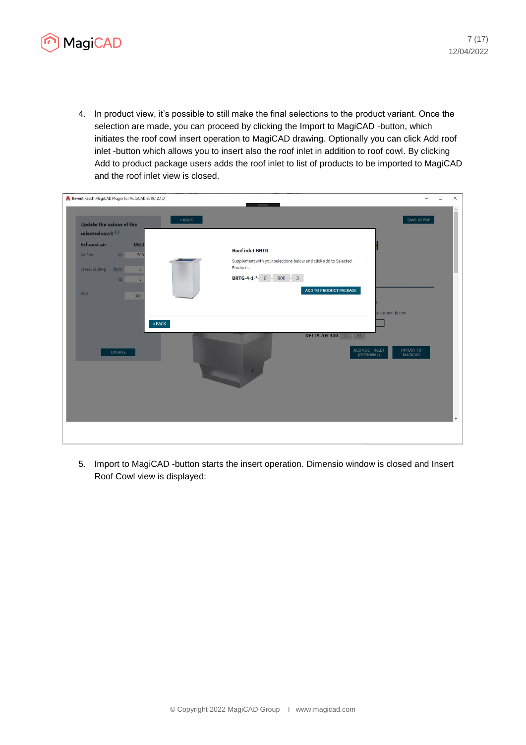4. In product view, it's possible to still make the final selections to the product variant. Once the selection are made, you can proceed by clicking the Import to MagiCAD -button, which initiates the roof cowl insert operation to MagiCAD drawing. Optionally you can click Add roof inlet -button which allows you to insert also the roof inlet in addition to roof cowl. By clicking Add to product package users adds the roof inlet to list of products to be imported to MagiCAD and the roof inlet view is closed.

5. Import to MagiCAD -button starts the insert operation. Dimensio window is closed and Insert Roof Cowl view is displayed: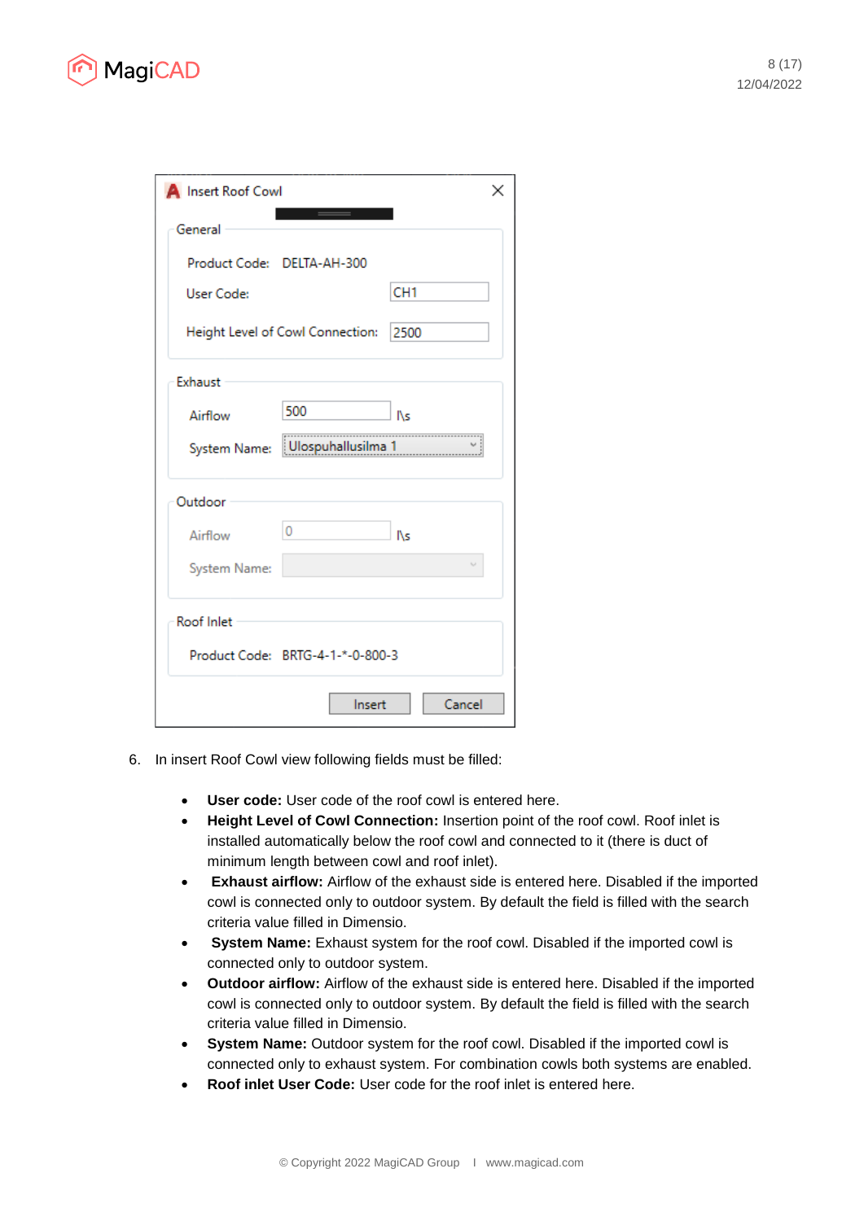6. In insert Roof Cowl view following fields must be filled:

- **User code:** User code of the roof cowl is entered here.
- **Height Level of Cowl Connection:** Insertion point of the roof cowl. Roof inlet is installed automatically below the roof cowl and connected to it (there is duct of minimum length between cowl and roof inlet).
- **Exhaust airflow:** Airflow of the exhaust side is entered here. Disabled if the imported cowl is connected only to outdoor system. By default the field is filled with the search criteria value filled in Dimensio.
- **System Name:** Exhaust system for the roof cowl. Disabled if the imported cowl is connected only to outdoor system.
- **Outdoor airflow:** Airflow of the exhaust side is entered here. Disabled if the imported cowl is connected only to outdoor system. By default the field is filled with the search criteria value filled in Dimensio.
- **System Name:** Outdoor system for the roof cowl. Disabled if the imported cowl is connected only to exhaust system. For combination cowls both systems are enabled.
- **Roof inlet User Code:** User code for the roof inlet is entered here.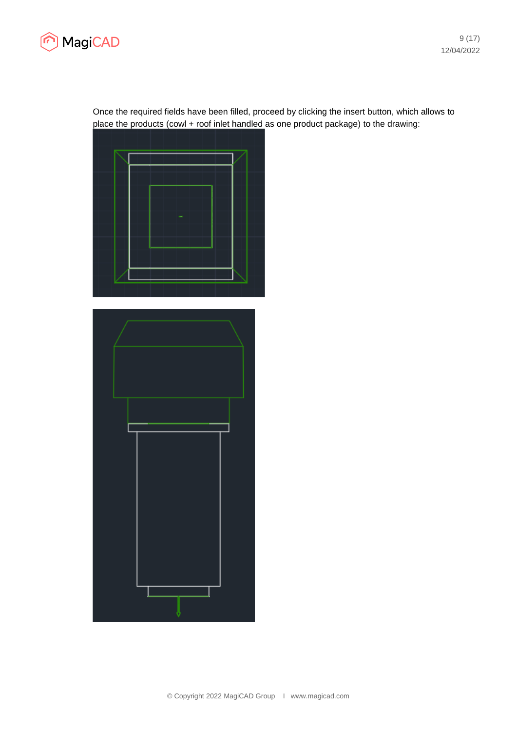Once the required fields have been filled, proceed by clicking the insert button, which allows to place the products (cowl + roof inlet handled as one product package) to the drawing: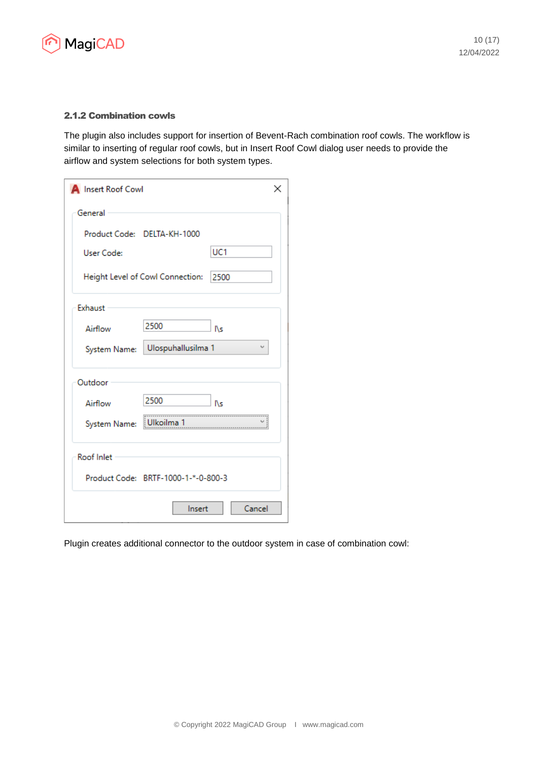### 2.1.2 Combination cowls

The plugin also includes support for insertion of Bevent-Rach combination roof cowls. The workflow is similar to inserting of regular roof cowls, but in Insert Roof Cowl dialog user needs to provide the airflow and system selections for both system types.

Plugin creates additional connector to the outdoor system in case of combination cowl: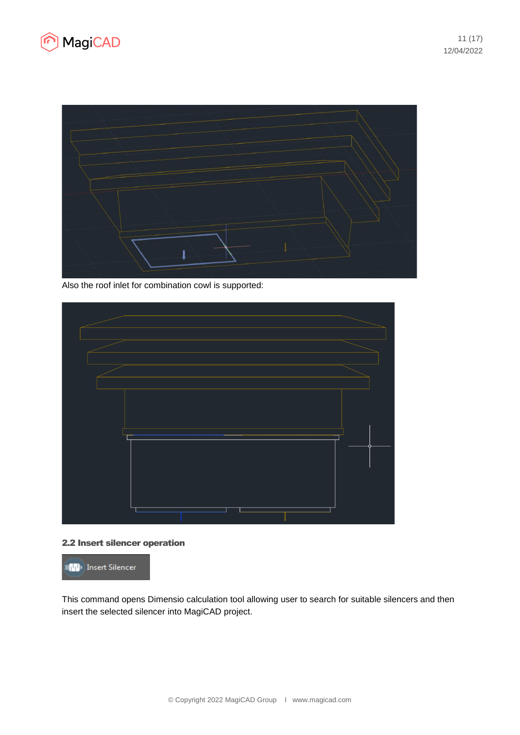Also the roof inlet for combination cowl is supported:

### 2.2 Insert silencer operation

Insert Silencer

This command opens Dimensio calculation tool allowing user to search for suitable silencers and then insert the selected silencer into MagiCAD project.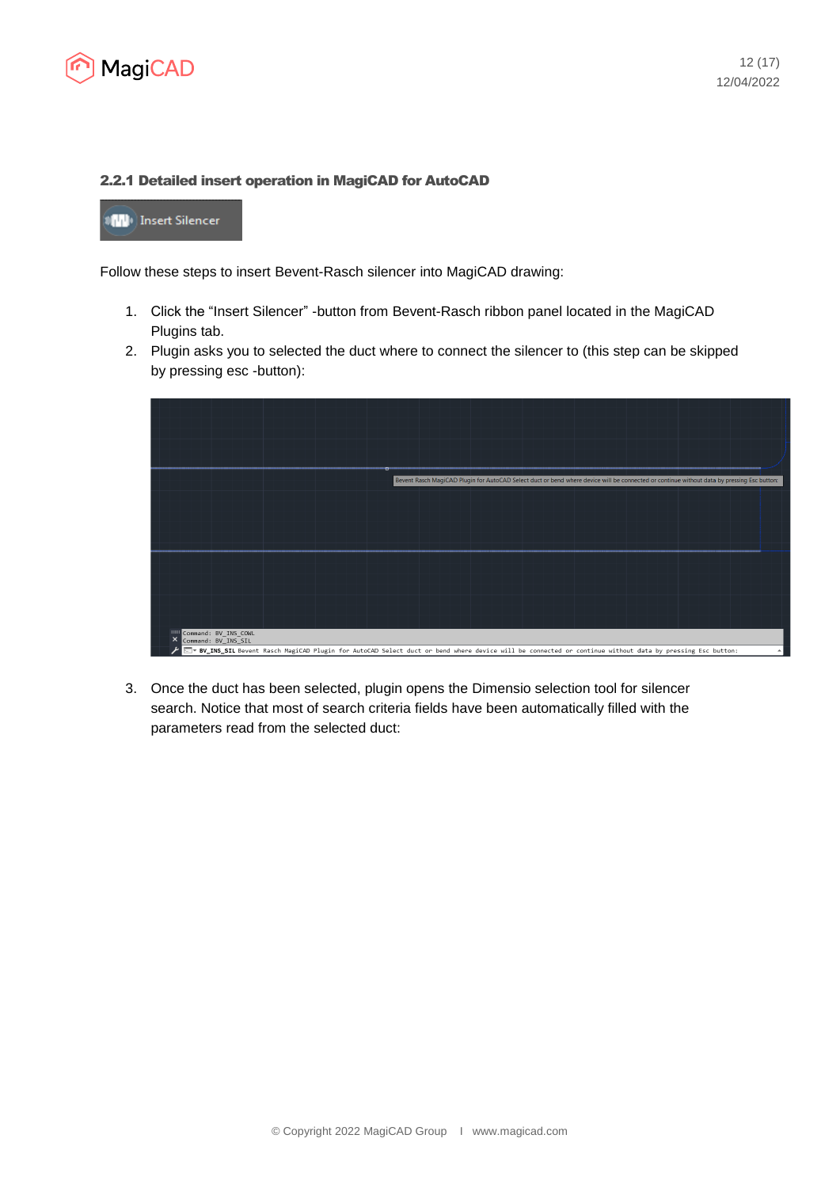### 2.2.1 Detailed insert operation in MagiCAD for AutoCAD

Follow these steps to insert Bevent-Rasch silencer into MagiCAD drawing:

1. Click the “Insert Silencer” -button from Bevent-Rasch ribbon panel located in the MagiCAD Plugins tab.
2. Plugin asks you to selected the duct where to connect the silencer to (this step can be skipped by pressing esc -button):
3. Once the duct has been selected, plugin opens the Dimensio selection tool for silencer search. Notice that most of search criteria fields have been automatically filled with the parameters read from the selected duct: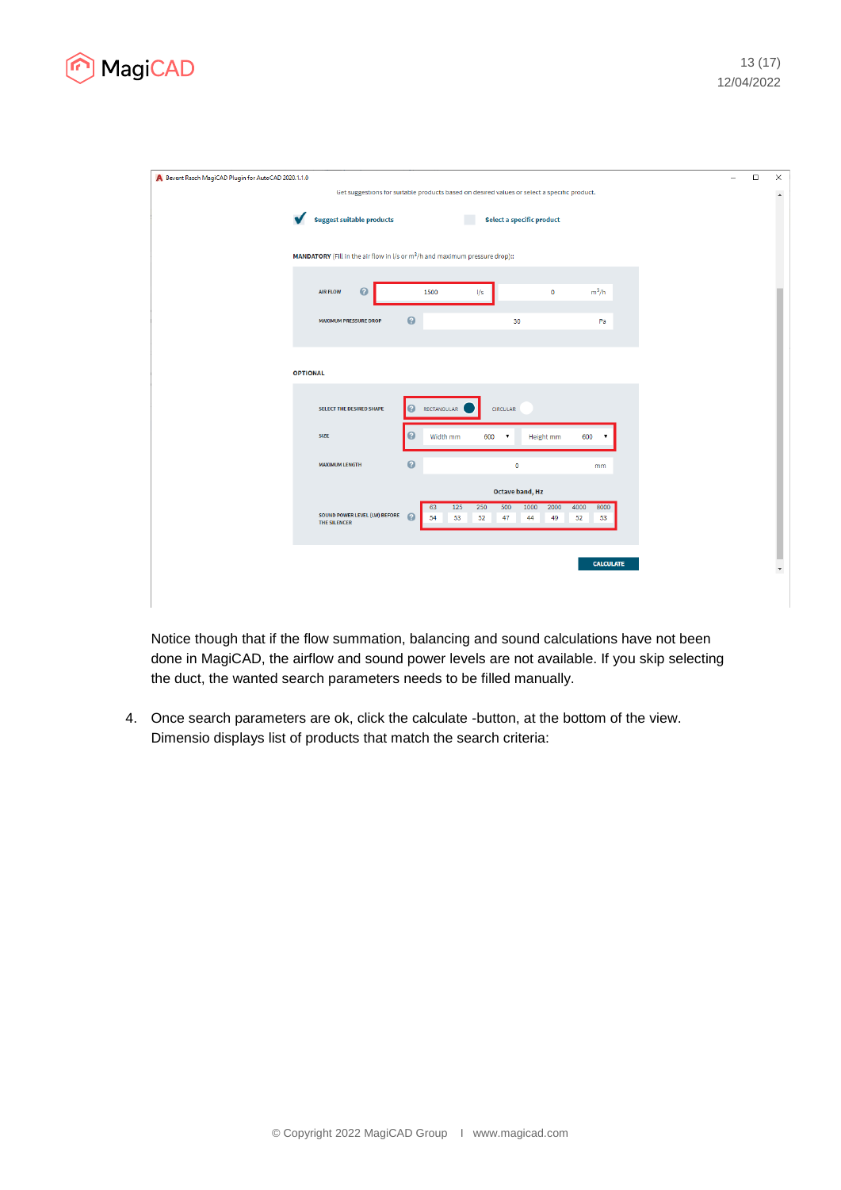Notice though that if the flow summation, balancing and sound calculations have not been done in MagiCAD, the airflow and sound power levels are not available. If you skip selecting the duct, the wanted search parameters needs to be filled manually.

4. Once search parameters are ok, click the calculate -button, at the bottom of the view. Dimensio displays list of products that match the search criteria: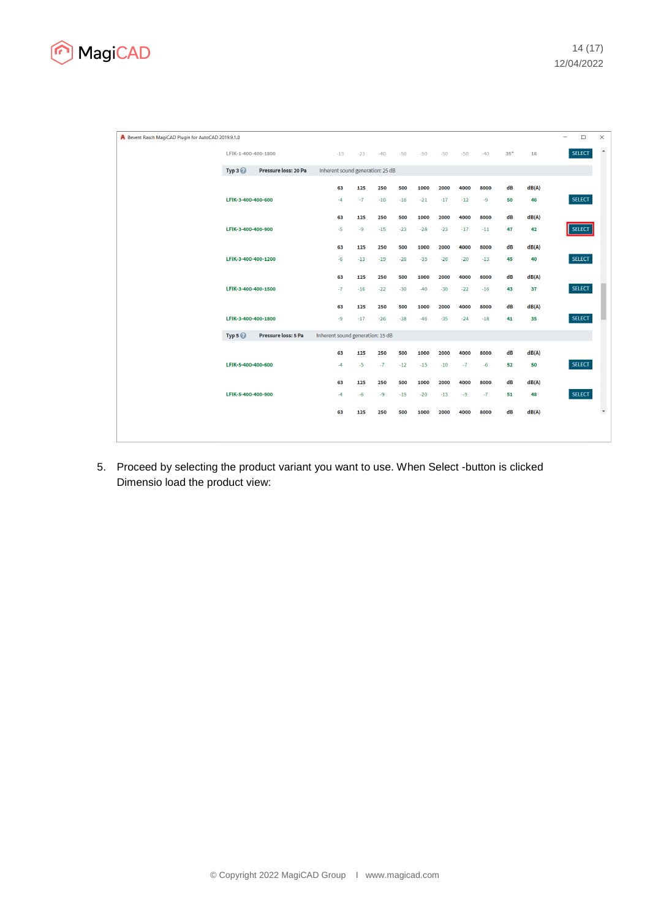Bevent Rasch MagiCAD Plugin for AutoCAD 2019.9.1.0

| Product | 63 | 125 | 250 | 500 | 1000 | 2000 | 4000 | 8000 | dB | dB(A) | |
|---|---|---|---|---|---|---|---|---|---|---|---|
| LFIK-1-400-400-1800 | -13 | -23 | -40 | -50 | -50 | -50 | -50 | -40 | 35* | 16 | SELECT |
| **Typ 3** Pressure loss: 20 Pa | Inherent sound generation: 25 dB | | | | | | | | | | |
| LFIK-3-400-400-600 | -4 | -7 | -10 | -16 | -21 | -17 | -12 | -9 | 50 | 46 | SELECT |
| LFIK-3-400-400-900 | -5 | -9 | -15 | -23 | -28 | -23 | -17 | -11 | 47 | 42 | SELECT |
| LFIK-3-400-400-1200 | -6 | -13 | -19 | -26 | -35 | -26 | -20 | -13 | 45 | 40 | SELECT |
| LFIK-3-400-400-1500 | -7 | -16 | -22 | -30 | -40 | -30 | -22 | -16 | 43 | 37 | SELECT |
| LFIK-3-400-400-1800 | -9 | -17 | -26 | -38 | -46 | -35 | -24 | -18 | 41 | 35 | SELECT |
| **Typ 5** Pressure loss: 5 Pa | Inherent sound generation: 15 dB | | | | | | | | | | |
| LFIK-5-400-400-600 | -4 | -5 | -7 | -12 | -15 | -10 | -7 | -6 | 52 | 50 | SELECT |
| LFIK-5-400-400-900 | -4 | -6 | -9 | -15 | -20 | -13 | -9 | -7 | 51 | 48 | SELECT |

5. Proceed by selecting the product variant you want to use. When Select -button is clicked Dimensio load the product view: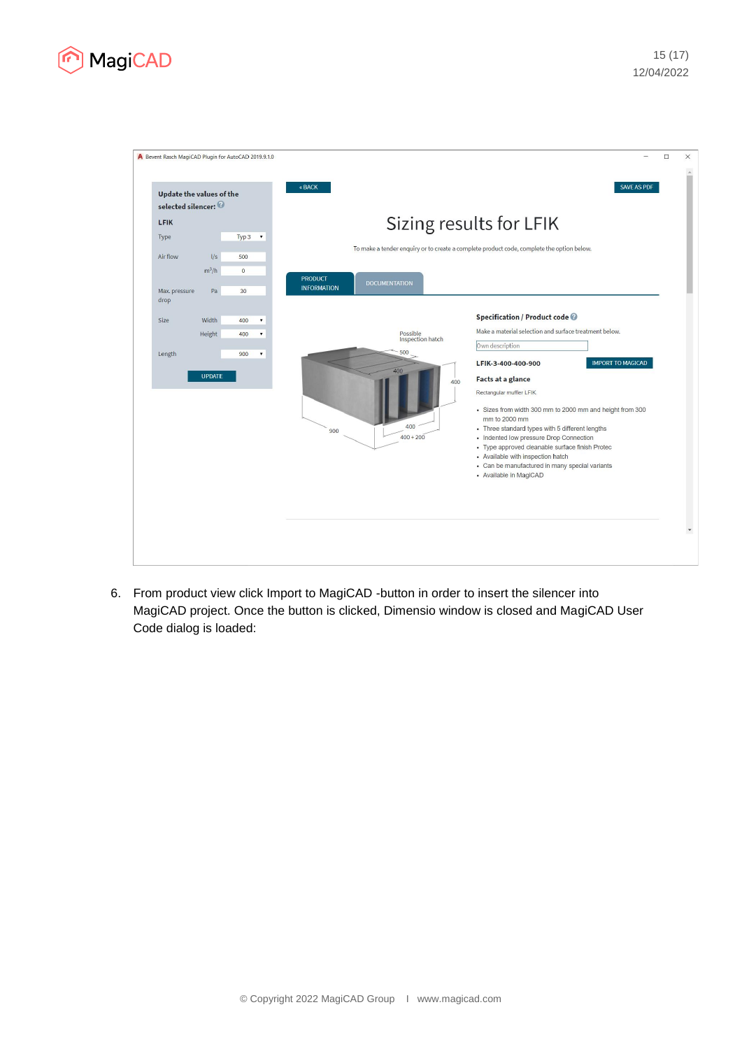6. From product view click Import to MagiCAD -button in order to insert the silencer into MagiCAD project. Once the button is clicked, Dimensio window is closed and MagiCAD User Code dialog is loaded: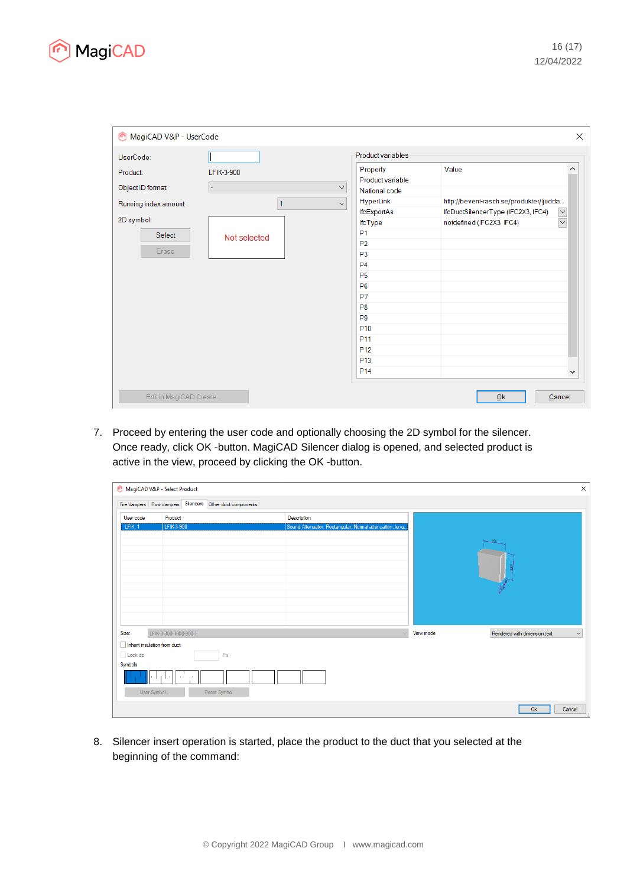7. Proceed by entering the user code and optionally choosing the 2D symbol for the silencer. Once ready, click OK -button. MagiCAD Silencer dialog is opened, and selected product is active in the view, proceed by clicking the OK -button.

8. Silencer insert operation is started, place the product to the duct that you selected at the beginning of the command: